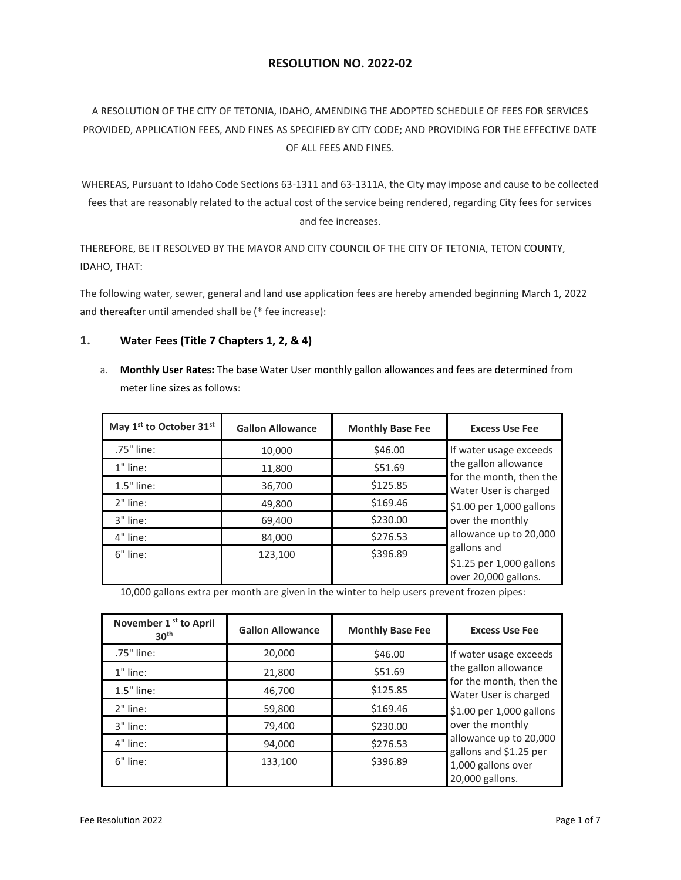# RESOLUTION NO. 2022-02

A RESOLUTION OF THE CITY OF TETONIA, IDAHO, AMENDING THE ADOPTED SCHEDULE OF FEES FOR SERVICES PROVIDED, APPLICATION FEES, AND FINES AS SPECIFIED BY CITY CODE; AND PROVIDING FOR THE EFFECTIVE DATE OF ALL FEES AND FINES.

WHEREAS, Pursuant to Idaho Code Sections 63-1311 and 63-1311A, the City may impose and cause to be collected fees that are reasonably related to the actual cost of the service being rendered, regarding City fees for services and fee increases.

THEREFORE, BE IT RESOLVED BY THE MAYOR AND CITY COUNCIL OF THE CITY OF TETONIA, TETON COUNTY, IDAHO, THAT:

The following water, sewer, general and land use application fees are hereby amended beginning March 1, 2022 and thereafter until amended shall be (* fee increase):

## 1. Water Fees (Title 7 Chapters 1, 2, & 4)

a. **Monthly User Rates:** The base Water User monthly gallon allowances and fees are determined from meter line sizes as follows:

| May 1st to October 31st | Gallon Allowance | Monthly Base Fee | Excess Use Fee |
|---|---|---|---|
| .75" line: | 10,000 | $46.00 | If water usage exceeds the gallon allowance for the month, then the Water User is charged $1.00 per 1,000 gallons over the monthly allowance up to 20,000 gallons and $1.25 per 1,000 gallons over 20,000 gallons. |
| 1" line: | 11,800 | $51.69 | |
| 1.5" line: | 36,700 | $125.85 | |
| 2" line: | 49,800 | $169.46 | |
| 3" line: | 69,400 | $230.00 | |
| 4" line: | 84,000 | $276.53 | |
| 6" line: | 123,100 | $396.89 | |

10,000 gallons extra per month are given in the winter to help users prevent frozen pipes:

| November 1st to April 30th | Gallon Allowance | Monthly Base Fee | Excess Use Fee |
|---|---|---|---|
| .75" line: | 20,000 | $46.00 | If water usage exceeds the gallon allowance for the month, then the Water User is charged $1.00 per 1,000 gallons over the monthly allowance up to 20,000 gallons and $1.25 per 1,000 gallons over 20,000 gallons. |
| 1" line: | 21,800 | $51.69 | |
| 1.5" line: | 46,700 | $125.85 | |
| 2" line: | 59,800 | $169.46 | |
| 3" line: | 79,400 | $230.00 | |
| 4" line: | 94,000 | $276.53 | |
| 6" line: | 133,100 | $396.89 | |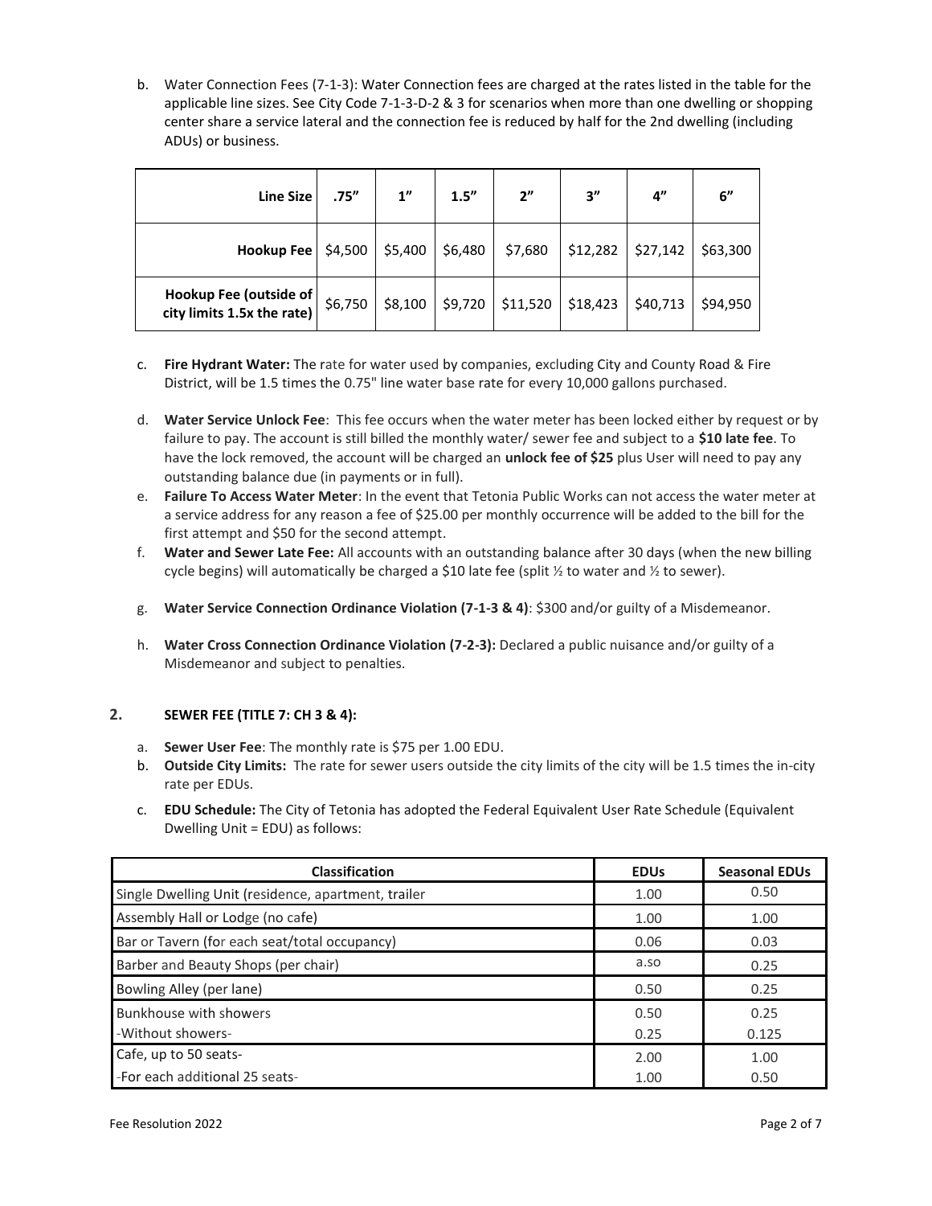b. Water Connection Fees (7-1-3): Water Connection fees are charged at the rates listed in the table for the applicable line sizes. See City Code 7-1-3-D-2 & 3 for scenarios when more than one dwelling or shopping center share a service lateral and the connection fee is reduced by half for the 2nd dwelling (including ADUs) or business.

| **Line Size** | **.75"** | **1"** | **1.5"** | **2"** | **3"** | **4"** | **6"** |
|---|---|---|---|---|---|---|---|
| **Hookup Fee** | $4,500 | $5,400 | $6,480 | $7,680 | $12,282 | $27,142 | $63,300 |
| **Hookup Fee (outside of city limits 1.5x the rate)** | $6,750 | $8,100 | $9,720 | $11,520 | $18,423 | $40,713 | $94,950 |

c. **Fire Hydrant Water:** The rate for water used by companies, excluding City and County Road & Fire District, will be 1.5 times the 0.75" line water base rate for every 10,000 gallons purchased.

d. **Water Service Unlock Fee**: This fee occurs when the water meter has been locked either by request or by failure to pay. The account is still billed the monthly water/ sewer fee and subject to a **$10 late fee**. To have the lock removed, the account will be charged an **unlock fee of $25** plus User will need to pay any outstanding balance due (in payments or in full).

e. **Failure To Access Water Meter**: In the event that Tetonia Public Works can not access the water meter at a service address for any reason a fee of $25.00 per monthly occurrence will be added to the bill for the first attempt and $50 for the second attempt.

f. **Water and Sewer Late Fee:** All accounts with an outstanding balance after 30 days (when the new billing cycle begins) will automatically be charged a $10 late fee (split ½ to water and ½ to sewer).

g. **Water Service Connection Ordinance Violation (7-1-3 & 4)**: $300 and/or guilty of a Misdemeanor.

h. **Water Cross Connection Ordinance Violation (7-2-3):** Declared a public nuisance and/or guilty of a Misdemeanor and subject to penalties.

## 2. SEWER FEE (TITLE 7: CH 3 & 4):

a. **Sewer User Fee**: The monthly rate is $75 per 1.00 EDU.

b. **Outside City Limits:** The rate for sewer users outside the city limits of the city will be 1.5 times the in-city rate per EDUs.

c. **EDU Schedule:** The City of Tetonia has adopted the Federal Equivalent User Rate Schedule (Equivalent Dwelling Unit = EDU) as follows:

| **Classification** | **EDUs** | **Seasonal EDUs** |
|---|---|---|
| Single Dwelling Unit (residence, apartment, trailer | 1.00 | 0.50 |
| Assembly Hall or Lodge (no cafe) | 1.00 | 1.00 |
| Bar or Tavern (for each seat/total occupancy) | 0.06 | 0.03 |
| Barber and Beauty Shops (per chair) | a.so | 0.25 |
| Bowling Alley (per lane) | 0.50 | 0.25 |
| Bunkhouse with showers<br>-Without showers- | 0.50<br>0.25 | 0.25<br>0.125 |
| Cafe, up to 50 seats-<br>-For each additional 25 seats- | 2.00<br>1.00 | 1.00<br>0.50 |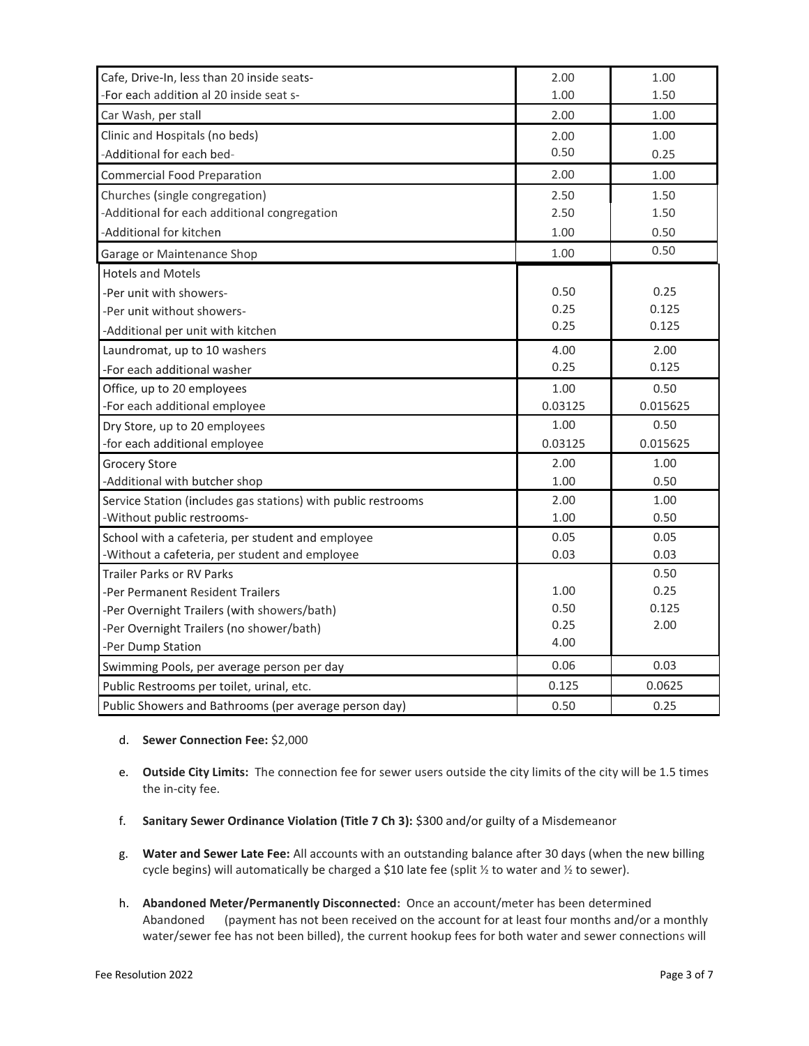| | | |
|---|---|---|
| Cafe, Drive-In, less than 20 inside seats- | 2.00 | 1.00 |
| -For each addition al 20 inside seat s- | 1.00 | 1.50 |
| Car Wash, per stall | 2.00 | 1.00 |
| Clinic and Hospitals (no beds) | 2.00 | 1.00 |
| -Additional for each bed- | 0.50 | 0.25 |
| Commercial Food Preparation | 2.00 | 1.00 |
| Churches (single congregation) | 2.50 | 1.50 |
| -Additional for each additional congregation | 2.50 | 1.50 |
| -Additional for kitchen | 1.00 | 0.50 |
| Garage or Maintenance Shop | 1.00 | 0.50 |
| Hotels and Motels | | |
| -Per unit with showers- | 0.50 | 0.25 |
| -Per unit without showers- | 0.25 | 0.125 |
| -Additional per unit with kitchen | 0.25 | 0.125 |
| Laundromat, up to 10 washers | 4.00 | 2.00 |
| -For each additional washer | 0.25 | 0.125 |
| Office, up to 20 employees | 1.00 | 0.50 |
| -For each additional employee | 0.03125 | 0.015625 |
| Dry Store, up to 20 employees | 1.00 | 0.50 |
| -for each additional employee | 0.03125 | 0.015625 |
| Grocery Store | 2.00 | 1.00 |
| -Additional with butcher shop | 1.00 | 0.50 |
| Service Station (includes gas stations) with public restrooms | 2.00 | 1.00 |
| -Without public restrooms- | 1.00 | 0.50 |
| School with a cafeteria, per student and employee | 0.05 | 0.05 |
| -Without a cafeteria, per student and employee | 0.03 | 0.03 |
| Trailer Parks or RV Parks | | 0.50 |
| -Per Permanent Resident Trailers | 1.00 | 0.25 |
| -Per Overnight Trailers (with showers/bath) | 0.50 | 0.125 |
| -Per Overnight Trailers (no shower/bath) | 0.25 | 2.00 |
| -Per Dump Station | 4.00 | |
| Swimming Pools, per average person per day | 0.06 | 0.03 |
| Public Restrooms per toilet, urinal, etc. | 0.125 | 0.0625 |
| Public Showers and Bathrooms (per average person day) | 0.50 | 0.25 |

d. **Sewer Connection Fee:** $2,000

e. **Outside City Limits:** The connection fee for sewer users outside the city limits of the city will be 1.5 times the in-city fee.

f. **Sanitary Sewer Ordinance Violation (Title 7 Ch 3):** $300 and/or guilty of a Misdemeanor

g. **Water and Sewer Late Fee:** All accounts with an outstanding balance after 30 days (when the new billing cycle begins) will automatically be charged a $10 late fee (split ½ to water and ½ to sewer).

h. **Abandoned Meter/Permanently Disconnected:** Once an account/meter has been determined Abandoned (payment has not been received on the account for at least four months and/or a monthly water/sewer fee has not been billed), the current hookup fees for both water and sewer connections will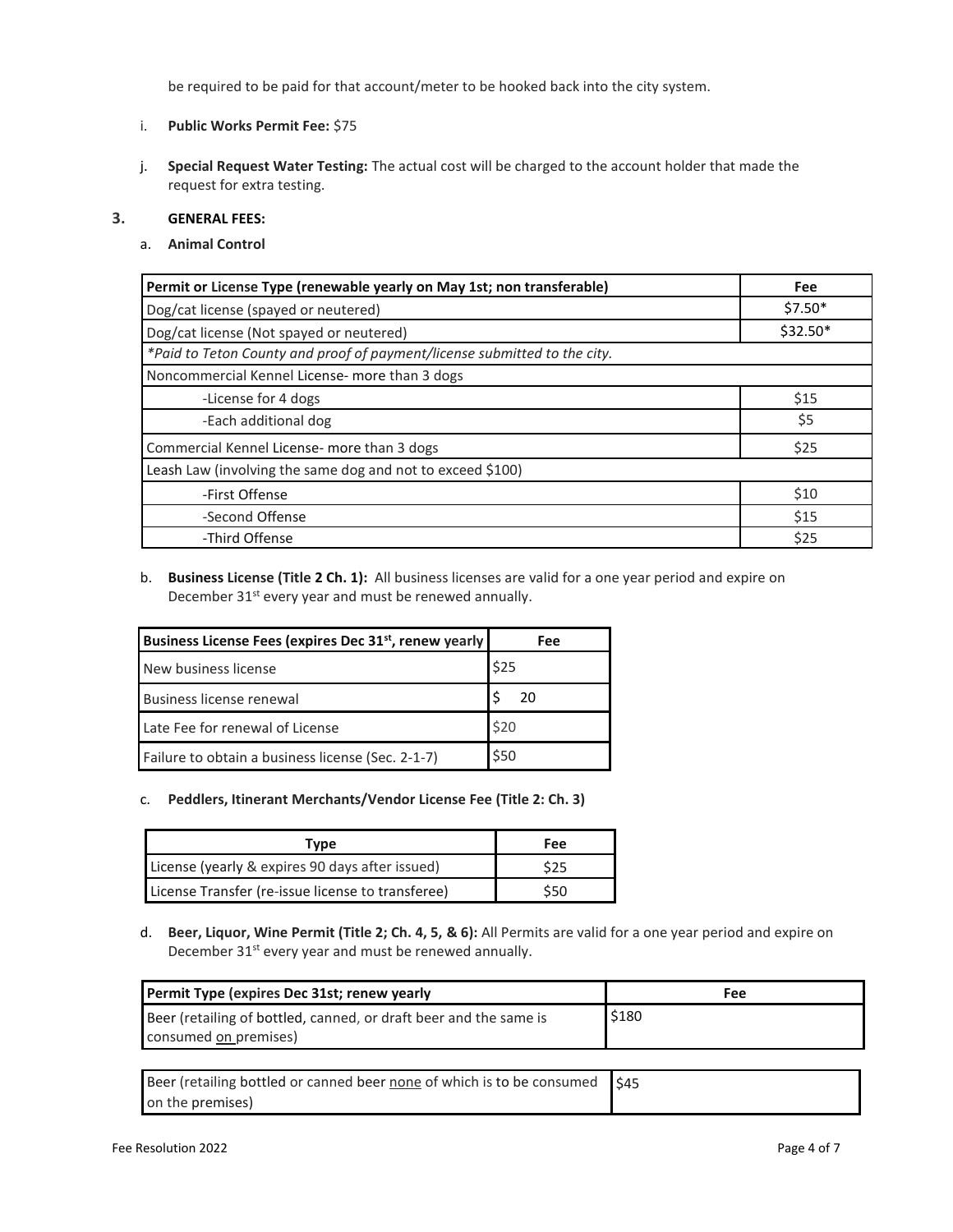be required to be paid for that account/meter to be hooked back into the city system.

i. **Public Works Permit Fee:** $75

j. **Special Request Water Testing:** The actual cost will be charged to the account holder that made the request for extra testing.

### 3. GENERAL FEES:

a. **Animal Control**

| Permit or License Type (renewable yearly on May 1st; non transferable) | Fee |
|---|---|
| Dog/cat license (spayed or neutered) | $7.50* |
| Dog/cat license (Not spayed or neutered) | $32.50* |
| *Paid to Teton County and proof of payment/license submitted to the city.* | |
| Noncommercial Kennel License- more than 3 dogs | |
| -License for 4 dogs | $15 |
| -Each additional dog | $5 |
| Commercial Kennel License- more than 3 dogs | $25 |
| Leash Law (involving the same dog and not to exceed $100) | |
| -First Offense | $10 |
| -Second Offense | $15 |
| -Third Offense | $25 |

b. **Business License (Title 2 Ch. 1):** All business licenses are valid for a one year period and expire on December 31st every year and must be renewed annually.

| Business License Fees (expires Dec 31st, renew yearly | Fee |
|---|---|
| New business license | $25 |
| Business license renewal | $ 20 |
| Late Fee for renewal of License | $20 |
| Failure to obtain a business license (Sec. 2-1-7) | $50 |

c. **Peddlers, Itinerant Merchants/Vendor License Fee (Title 2: Ch. 3)**

| Type | Fee |
|---|---|
| License (yearly & expires 90 days after issued) | $25 |
| License Transfer (re-issue license to transferee) | $50 |

d. **Beer, Liquor, Wine Permit (Title 2; Ch. 4, 5, & 6):** All Permits are valid for a one year period and expire on December 31st every year and must be renewed annually.

| Permit Type (expires Dec 31st; renew yearly | Fee |
|---|---|
| Beer (retailing of bottled, canned, or draft beer and the same is consumed on premises) | $180 |
| Beer (retailing bottled or canned beer none of which is to be consumed on the premises) | $45 |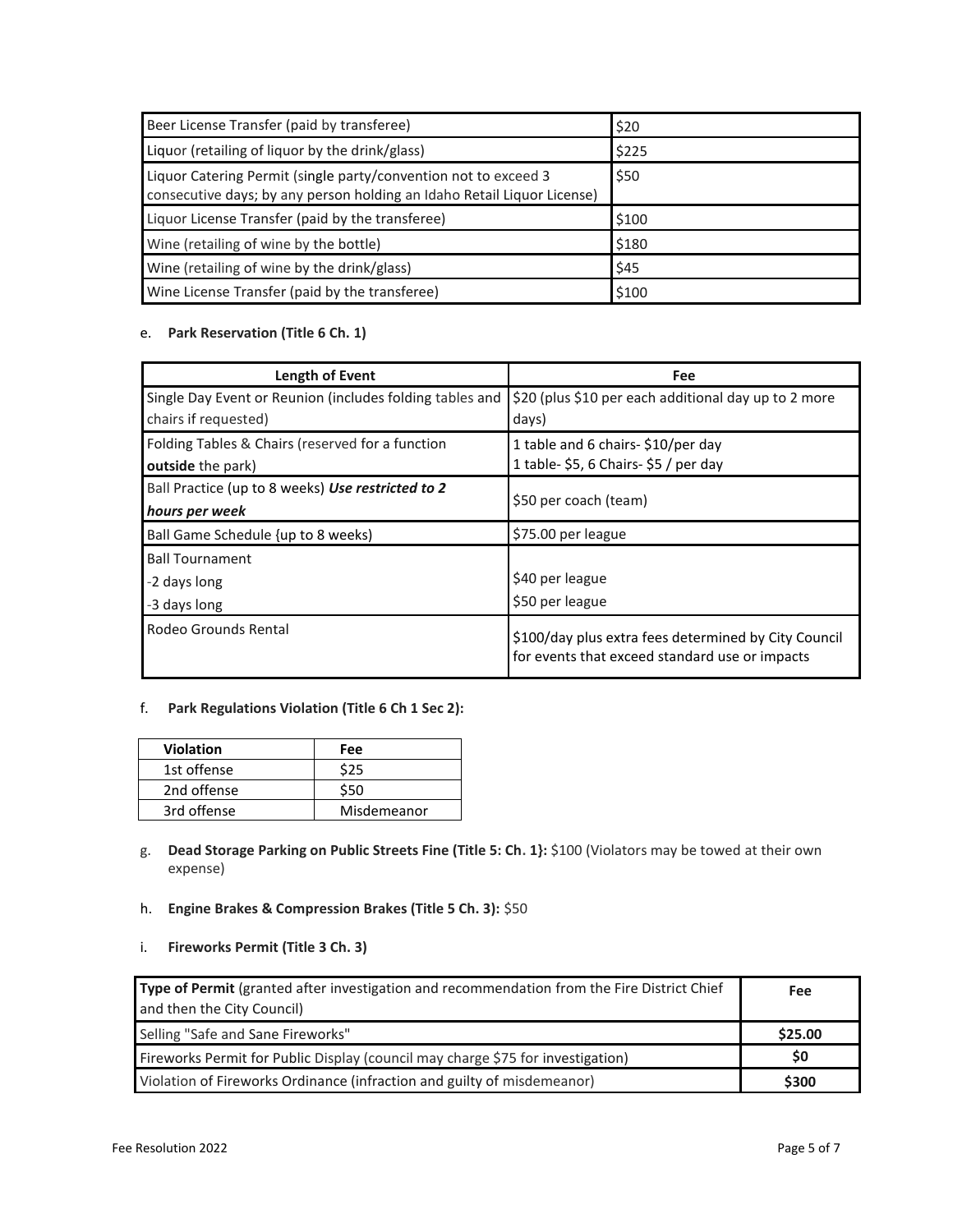| Beer License Transfer (paid by transferee) | $20 |
|---|---|
| Liquor (retailing of liquor by the drink/glass) | $225 |
| Liquor Catering Permit (single party/convention not to exceed 3 consecutive days; by any person holding an Idaho Retail Liquor License) | $50 |
| Liquor License Transfer (paid by the transferee) | $100 |
| Wine (retailing of wine by the bottle) | $180 |
| Wine (retailing of wine by the drink/glass) | $45 |
| Wine License Transfer (paid by the transferee) | $100 |

e. **Park Reservation (Title 6 Ch. 1)**

| Length of Event | Fee |
|---|---|
| Single Day Event or Reunion (includes folding tables and chairs if requested) | $20 (plus $10 per each additional day up to 2 more days) |
| Folding Tables & Chairs (reserved for a function **outside** the park) | 1 table and 6 chairs- $10/per day<br>1 table- $5, 6 Chairs- $5 / per day |
| Ball Practice (up to 8 weeks) ***Use restricted to 2 hours per week*** | $50 per coach (team) |
| Ball Game Schedule {up to 8 weeks) | $75.00 per league |
| Ball Tournament<br>-2 days long<br>-3 days long | <br>$40 per league<br>$50 per league |
| Rodeo Grounds Rental | $100/day plus extra fees determined by City Council for events that exceed standard use or impacts |

f. **Park Regulations Violation (Title 6 Ch 1 Sec 2):**

| Violation | Fee |
|---|---|
| 1st offense | $25 |
| 2nd offense | $50 |
| 3rd offense | Misdemeanor |

g. **Dead Storage Parking on Public Streets Fine (Title 5: Ch. 1}:** $100 (Violators may be towed at their own expense)

h. **Engine Brakes & Compression Brakes (Title 5 Ch. 3):** $50

i. **Fireworks Permit (Title 3 Ch. 3)**

| **Type of Permit** (granted after investigation and recommendation from the Fire District Chief and then the City Council) | **Fee** |
|---|---|
| Selling "Safe and Sane Fireworks" | **$25.00** |
| Fireworks Permit for Public Display (council may charge $75 for investigation) | **$0** |
| Violation of Fireworks Ordinance (infraction and guilty of misdemeanor) | **$300** |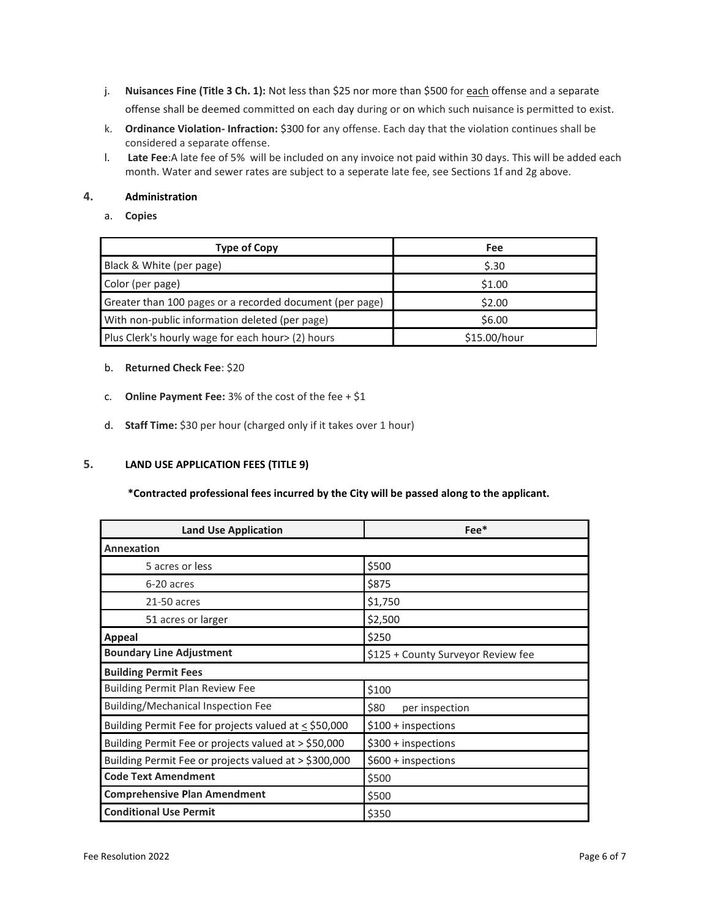j. **Nuisances Fine (Title 3 Ch. 1):** Not less than $25 nor more than $500 for each offense and a separate offense shall be deemed committed on each day during or on which such nuisance is permitted to exist.

k. **Ordinance Violation- Infraction:** $300 for any offense. Each day that the violation continues shall be considered a separate offense.

l. **Late Fee**:A late fee of 5% will be included on any invoice not paid within 30 days. This will be added each month. Water and sewer rates are subject to a seperate late fee, see Sections 1f and 2g above.

## 4. Administration

a. **Copies**

| Type of Copy | Fee |
|---|---|
| Black & White (per page) | $.30 |
| Color (per page) | $1.00 |
| Greater than 100 pages or a recorded document (per page) | $2.00 |
| With non-public information deleted (per page) | $6.00 |
| Plus Clerk's hourly wage for each hour> (2) hours | $15.00/hour |

b. **Returned Check Fee**: $20

c. **Online Payment Fee:** 3% of the cost of the fee + $1

d. **Staff Time:** $30 per hour (charged only if it takes over 1 hour)

## 5. LAND USE APPLICATION FEES (TITLE 9)

**\*Contracted professional fees incurred by the City will be passed along to the applicant.**

| Land Use Application | Fee* |
|---|---|
| **Annexation** | |
| 5 acres or less | $500 |
| 6-20 acres | $875 |
| 21-50 acres | $1,750 |
| 51 acres or larger | $2,500 |
| **Appeal** | $250 |
| **Boundary Line Adjustment** | $125 + County Surveyor Review fee |
| **Building Permit Fees** | |
| Building Permit Plan Review Fee | $100 |
| Building/Mechanical Inspection Fee | $80 per inspection |
| Building Permit Fee for projects valued at ≤ $50,000 | $100 + inspections |
| Building Permit Fee or projects valued at > $50,000 | $300 + inspections |
| Building Permit Fee or projects valued at > $300,000 | $600 + inspections |
| **Code Text Amendment** | $500 |
| **Comprehensive Plan Amendment** | $500 |
| **Conditional Use Permit** | $350 |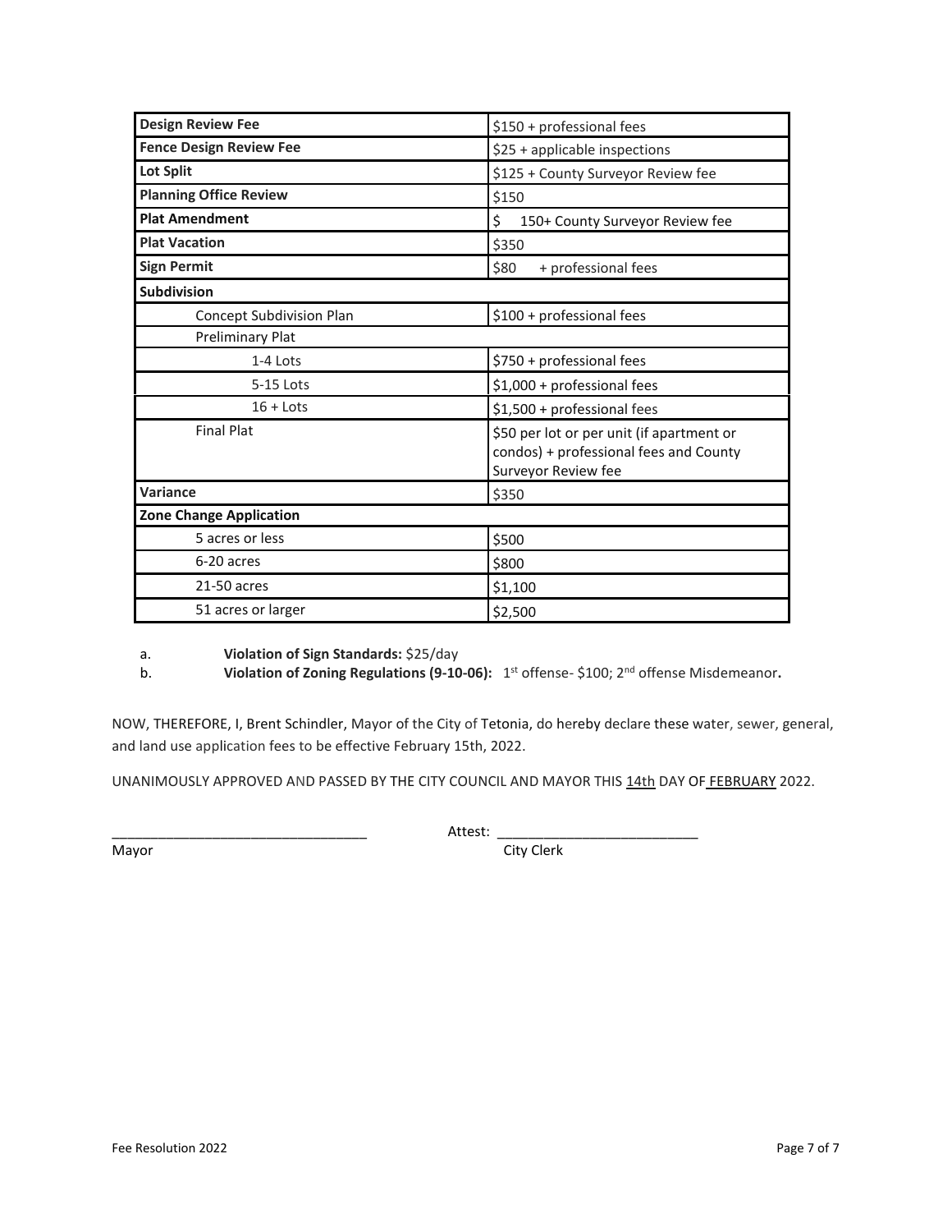| | |
|---|---|
| **Design Review Fee** | $150 + professional fees |
| **Fence Design Review Fee** | $25 + applicable inspections |
| **Lot Split** | $125 + County Surveyor Review fee |
| **Planning Office Review** | $150 |
| **Plat Amendment** | $ 150+ County Surveyor Review fee |
| **Plat Vacation** | $350 |
| **Sign Permit** | $80 + professional fees |
| **Subdivision** | |
| Concept Subdivision Plan | $100 + professional fees |
| Preliminary Plat | |
| 1-4 Lots | $750 + professional fees |
| 5-15 Lots | $1,000 + professional fees |
| 16 + Lots | $1,500 + professional fees |
| Final Plat | $50 per lot or per unit (if apartment or condos) + professional fees and County Surveyor Review fee |
| **Variance** | $350 |
| **Zone Change Application** | |
| 5 acres or less | $500 |
| 6-20 acres | $800 |
| 21-50 acres | $1,100 |
| 51 acres or larger | $2,500 |

a. **Violation of Sign Standards:** $25/day

b. **Violation of Zoning Regulations (9-10-06):** 1st offense- $100; 2nd offense Misdemeanor**.**

NOW, THEREFORE, I, Brent Schindler, Mayor of the City of Tetonia, do hereby declare these water, sewer, general, and land use application fees to be effective February 15th, 2022.

UNANIMOUSLY APPROVED AND PASSED BY THE CITY COUNCIL AND MAYOR THIS 14th DAY OF FEBRUARY 2022.

________________________________ Attest: __________________________

Mayor City Clerk